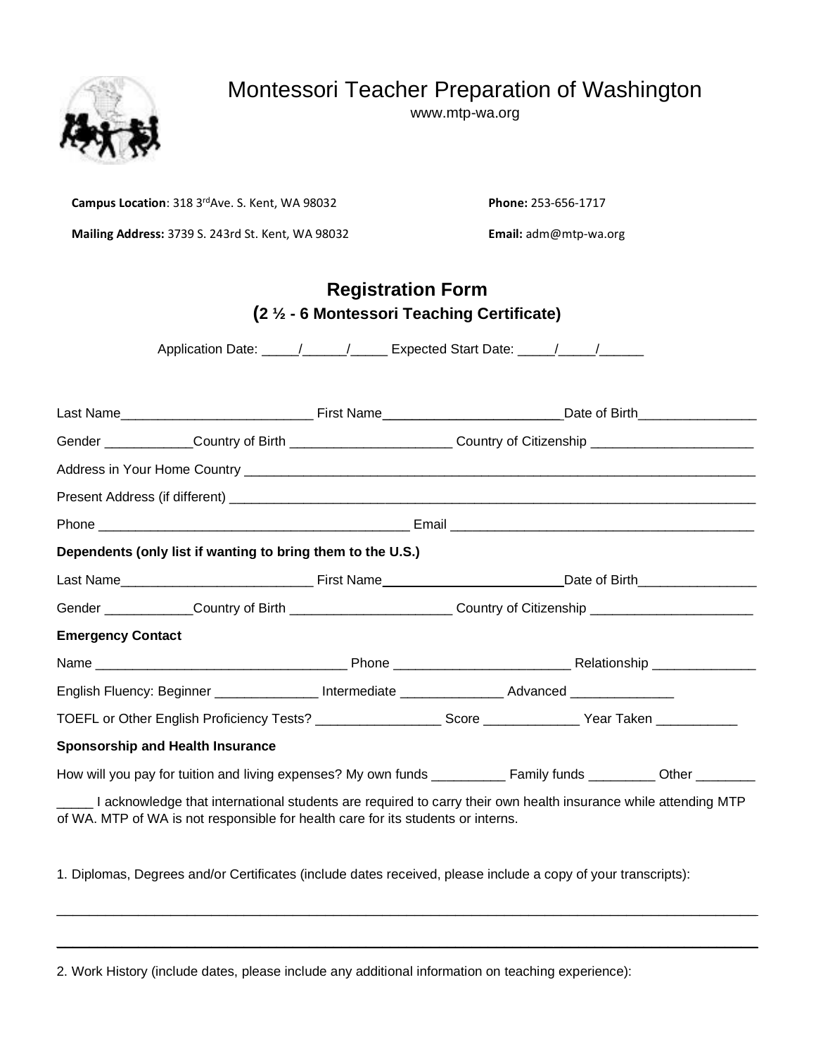# Montessori Teacher Preparation of Washington

www.mtp-wa.org

**Campus Location**: 318 3rd Ave. S. Kent, WA 98032

**Phone:** 253-656-1717

**Mailing Address:** 3739 S. 243rd St. Kent, WA 98032

**Email:** adm@mtp-wa.org

## Registration Form

### (2 ½ - 6 Montessori Teaching Certificate)

Application Date: _____/______/_____ Expected Start Date: _____/_____/______

Last Name__________________________ First Name________________________ Date of Birth________________

Gender ____________ Country of Birth ______________________ Country of Citizenship ______________________

Address in Your Home Country ___________________________________________________________________

Present Address (if different) ____________________________________________________________________

Phone __________________________________________ Email _________________________________________

**Dependents (only list if wanting to bring them to the U.S.)**

Last Name__________________________ First Name________________________ Date of Birth________________

Gender ____________ Country of Birth ______________________ Country of Citizenship ______________________

**Emergency Contact**

Name __________________________________ Phone ________________________ Relationship ______________

English Fluency: Beginner ______________ Intermediate ______________ Advanced ______________

TOEFL or Other English Proficiency Tests? _________________ Score _____________ Year Taken ___________

**Sponsorship and Health Insurance**

How will you pay for tuition and living expenses? My own funds __________ Family funds _________ Other ________

_____ I acknowledge that international students are required to carry their own health insurance while attending MTP of WA. MTP of WA is not responsible for health care for its students or interns.

1. Diplomas, Degrees and/or Certificates (include dates received, please include a copy of your transcripts):

_____________________________________________________________________________________________

_____________________________________________________________________________________________

2. Work History (include dates, please include any additional information on teaching experience):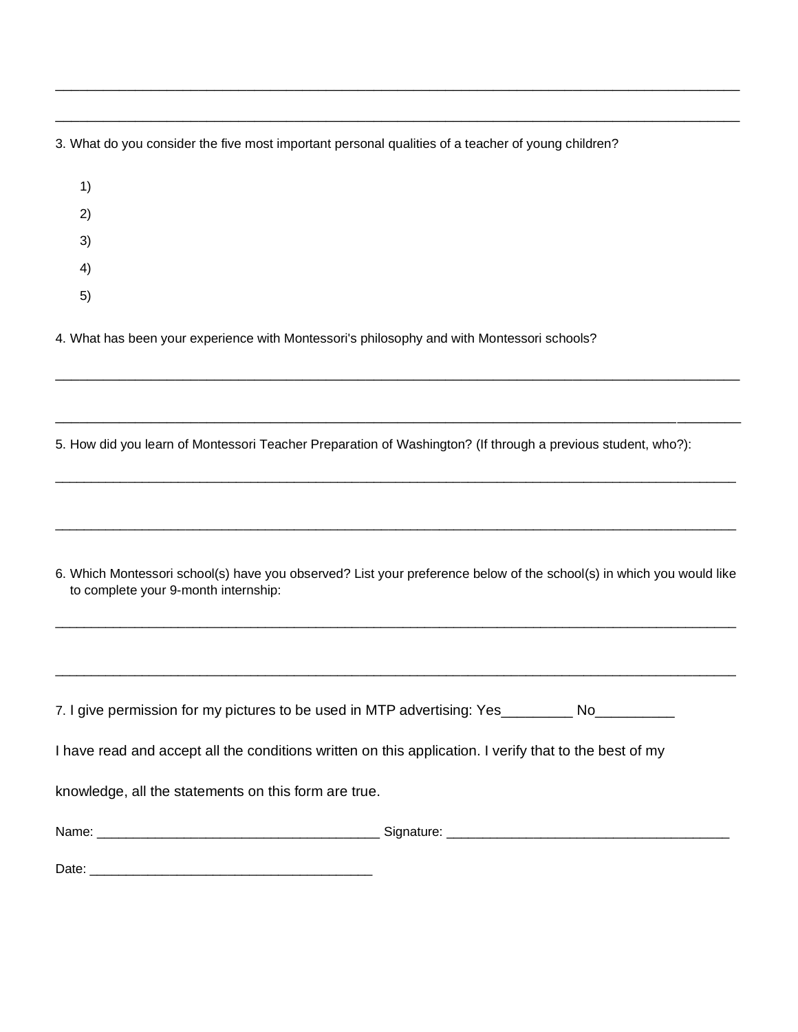\_\_\_\_\_\_\_\_\_\_\_\_\_\_\_\_\_\_\_\_\_\_\_\_\_\_\_\_\_\_\_\_\_\_\_\_\_\_\_\_\_\_\_\_\_\_\_\_\_\_\_\_\_\_\_\_\_\_\_\_\_\_\_\_\_\_\_\_\_\_\_\_\_\_\_\_\_\_\_\_\_\_

\_\_\_\_\_\_\_\_\_\_\_\_\_\_\_\_\_\_\_\_\_\_\_\_\_\_\_\_\_\_\_\_\_\_\_\_\_\_\_\_\_\_\_\_\_\_\_\_\_\_\_\_\_\_\_\_\_\_\_\_\_\_\_\_\_\_\_\_\_\_\_\_\_\_\_\_\_\_\_\_\_\_

3. What do you consider the five most important personal qualities of a teacher of young children?

1)

2)

3)

4)

5)

4. What has been your experience with Montessori's philosophy and with Montessori schools?

\_\_\_\_\_\_\_\_\_\_\_\_\_\_\_\_\_\_\_\_\_\_\_\_\_\_\_\_\_\_\_\_\_\_\_\_\_\_\_\_\_\_\_\_\_\_\_\_\_\_\_\_\_\_\_\_\_\_\_\_\_\_\_\_\_\_\_\_\_\_\_\_\_\_\_\_\_\_\_\_\_\_

\_\_\_\_\_\_\_\_\_\_\_\_\_\_\_\_\_\_\_\_\_\_\_\_\_\_\_\_\_\_\_\_\_\_\_\_\_\_\_\_\_\_\_\_\_\_\_\_\_\_\_\_\_\_\_\_\_\_\_\_\_\_\_\_\_\_\_\_\_\_\_\_\_\_\_\_\_\_\_\_\_\_

5. How did you learn of Montessori Teacher Preparation of Washington? (If through a previous student, who?):

\_\_\_\_\_\_\_\_\_\_\_\_\_\_\_\_\_\_\_\_\_\_\_\_\_\_\_\_\_\_\_\_\_\_\_\_\_\_\_\_\_\_\_\_\_\_\_\_\_\_\_\_\_\_\_\_\_\_\_\_\_\_\_\_\_\_\_\_\_\_\_\_\_\_\_\_\_\_\_\_\_\_

\_\_\_\_\_\_\_\_\_\_\_\_\_\_\_\_\_\_\_\_\_\_\_\_\_\_\_\_\_\_\_\_\_\_\_\_\_\_\_\_\_\_\_\_\_\_\_\_\_\_\_\_\_\_\_\_\_\_\_\_\_\_\_\_\_\_\_\_\_\_\_\_\_\_\_\_\_\_\_\_\_\_

6. Which Montessori school(s) have you observed? List your preference below of the school(s) in which you would like to complete your 9-month internship:

\_\_\_\_\_\_\_\_\_\_\_\_\_\_\_\_\_\_\_\_\_\_\_\_\_\_\_\_\_\_\_\_\_\_\_\_\_\_\_\_\_\_\_\_\_\_\_\_\_\_\_\_\_\_\_\_\_\_\_\_\_\_\_\_\_\_\_\_\_\_\_\_\_\_\_\_\_\_\_\_\_\_

\_\_\_\_\_\_\_\_\_\_\_\_\_\_\_\_\_\_\_\_\_\_\_\_\_\_\_\_\_\_\_\_\_\_\_\_\_\_\_\_\_\_\_\_\_\_\_\_\_\_\_\_\_\_\_\_\_\_\_\_\_\_\_\_\_\_\_\_\_\_\_\_\_\_\_\_\_\_\_\_\_\_

7. I give permission for my pictures to be used in MTP advertising: Yes\_\_\_\_\_\_\_\_\_ No\_\_\_\_\_\_\_\_\_\_

I have read and accept all the conditions written on this application. I verify that to the best of my knowledge, all the statements on this form are true.

Name: \_\_\_\_\_\_\_\_\_\_\_\_\_\_\_\_\_\_\_\_\_\_\_\_\_\_\_\_\_\_\_\_\_\_\_\_\_\_ Signature: \_\_\_\_\_\_\_\_\_\_\_\_\_\_\_\_\_\_\_\_\_\_\_\_\_\_\_\_\_\_\_\_\_\_\_\_\_\_

Date: \_\_\_\_\_\_\_\_\_\_\_\_\_\_\_\_\_\_\_\_\_\_\_\_\_\_\_\_\_\_\_\_\_\_\_\_\_\_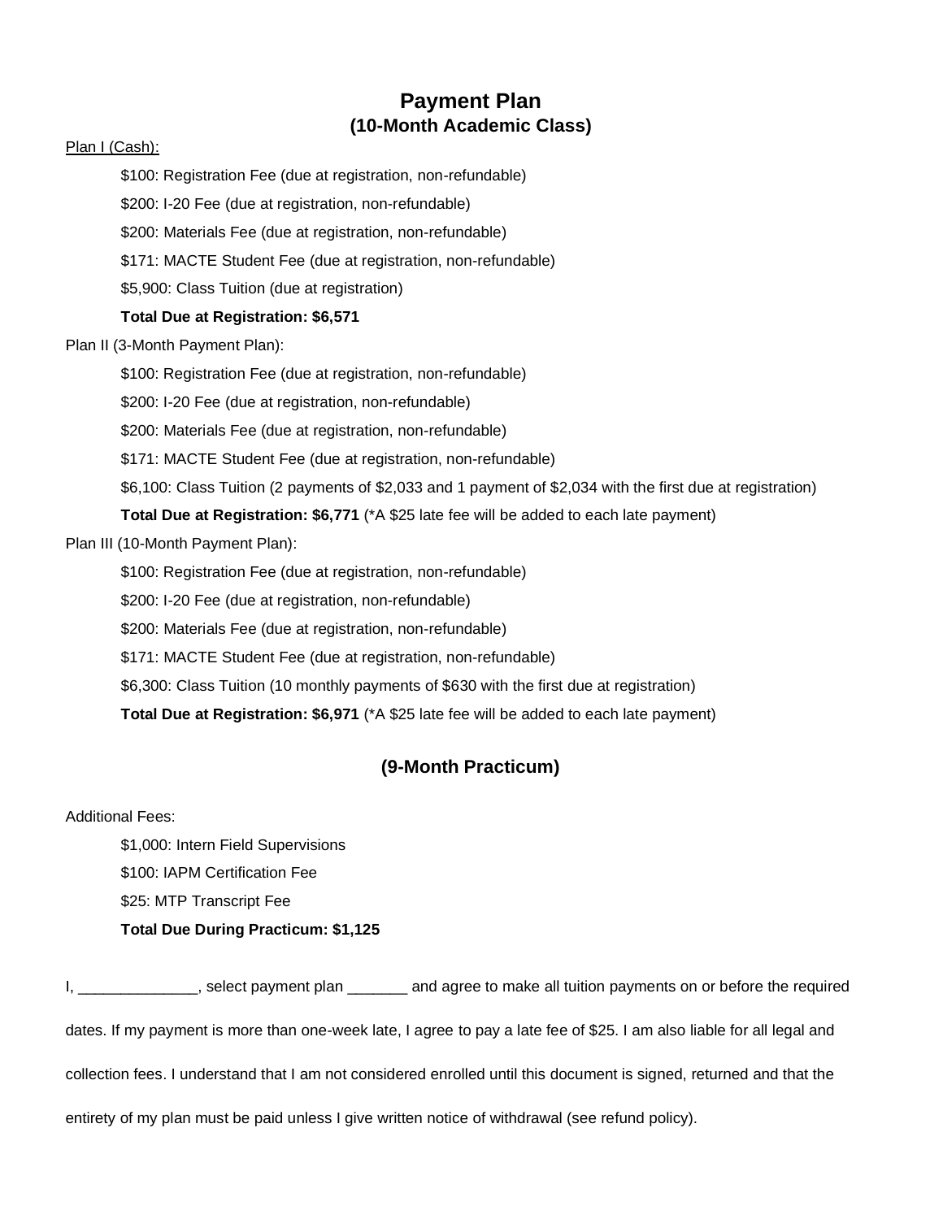# Payment Plan

## (10-Month Academic Class)

Plan I (Cash):

- $100: Registration Fee (due at registration, non-refundable)
- $200: I-20 Fee (due at registration, non-refundable)
- $200: Materials Fee (due at registration, non-refundable)
- $171: MACTE Student Fee (due at registration, non-refundable)
- $5,900: Class Tuition (due at registration)

**Total Due at Registration: $6,571**

Plan II (3-Month Payment Plan):

- $100: Registration Fee (due at registration, non-refundable)
- $200: I-20 Fee (due at registration, non-refundable)
- $200: Materials Fee (due at registration, non-refundable)
- $171: MACTE Student Fee (due at registration, non-refundable)
- $6,100: Class Tuition (2 payments of $2,033 and 1 payment of $2,034 with the first due at registration)

**Total Due at Registration: $6,771** (*A $25 late fee will be added to each late payment)

Plan III (10-Month Payment Plan):

- $100: Registration Fee (due at registration, non-refundable)
- $200: I-20 Fee (due at registration, non-refundable)
- $200: Materials Fee (due at registration, non-refundable)
- $171: MACTE Student Fee (due at registration, non-refundable)
- $6,300: Class Tuition (10 monthly payments of $630 with the first due at registration)

**Total Due at Registration: $6,971** (*A $25 late fee will be added to each late payment)

## (9-Month Practicum)

Additional Fees:

- $1,000: Intern Field Supervisions
- $100: IAPM Certification Fee
- $25: MTP Transcript Fee

**Total Due During Practicum: $1,125**

I, ______________, select payment plan _______ and agree to make all tuition payments on or before the required dates. If my payment is more than one-week late, I agree to pay a late fee of $25. I am also liable for all legal and collection fees. I understand that I am not considered enrolled until this document is signed, returned and that the entirety of my plan must be paid unless I give written notice of withdrawal (see refund policy).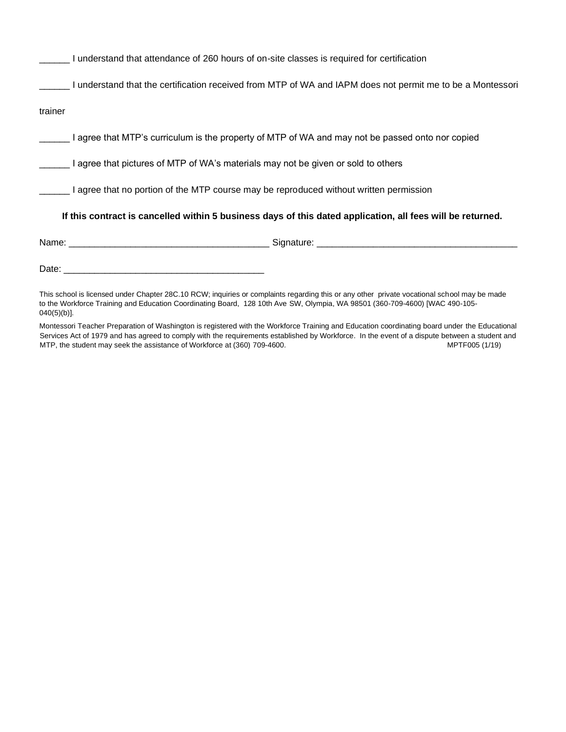______ I understand that attendance of 260 hours of on-site classes is required for certification

______ I understand that the certification received from MTP of WA and IAPM does not permit me to be a Montessori trainer

______ I agree that MTP's curriculum is the property of MTP of WA and may not be passed onto nor copied

______ I agree that pictures of MTP of WA's materials may not be given or sold to others

______ I agree that no portion of the MTP course may be reproduced without written permission

**If this contract is cancelled within 5 business days of this dated application, all fees will be returned.**

Name: _______________________________________ Signature: _______________________________________

Date: _______________________________________

This school is licensed under Chapter 28C.10 RCW; inquiries or complaints regarding this or any other private vocational school may be made to the Workforce Training and Education Coordinating Board, 128 10th Ave SW, Olympia, WA 98501 (360-709-4600) [WAC 490-105-040(5)(b)].

Montessori Teacher Preparation of Washington is registered with the Workforce Training and Education coordinating board under the Educational Services Act of 1979 and has agreed to comply with the requirements established by Workforce. In the event of a dispute between a student and MTP, the student may seek the assistance of Workforce at (360) 709-4600. MPTF005 (1/19)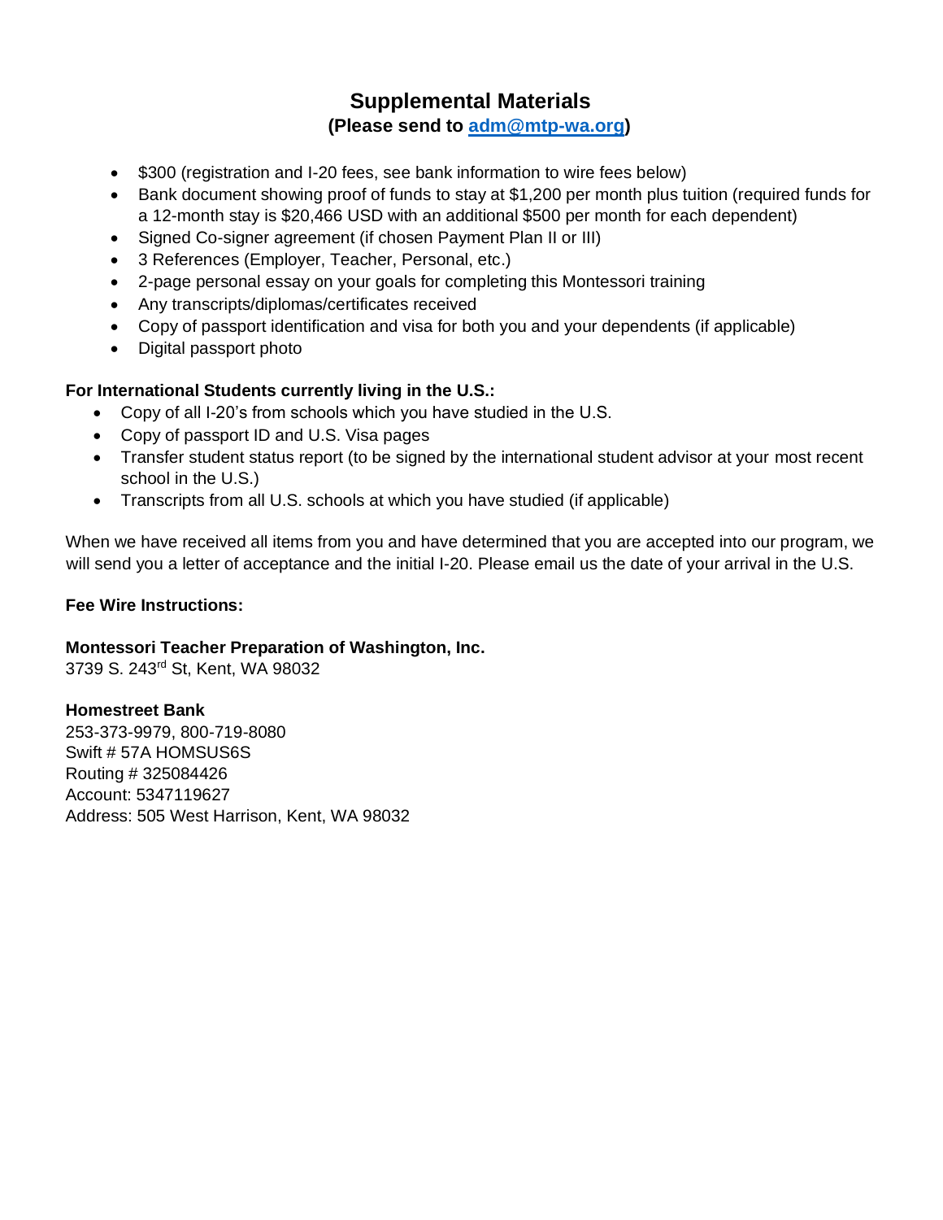## Supplemental Materials

**(Please send to [adm@mtp-wa.org](mailto:adm@mtp-wa.org))**

- $300 (registration and I-20 fees, see bank information to wire fees below)
- Bank document showing proof of funds to stay at $1,200 per month plus tuition (required funds for a 12-month stay is $20,466 USD with an additional $500 per month for each dependent)
- Signed Co-signer agreement (if chosen Payment Plan II or III)
- 3 References (Employer, Teacher, Personal, etc.)
- 2-page personal essay on your goals for completing this Montessori training
- Any transcripts/diplomas/certificates received
- Copy of passport identification and visa for both you and your dependents (if applicable)
- Digital passport photo

**For International Students currently living in the U.S.:**

- Copy of all I-20's from schools which you have studied in the U.S.
- Copy of passport ID and U.S. Visa pages
- Transfer student status report (to be signed by the international student advisor at your most recent school in the U.S.)
- Transcripts from all U.S. schools at which you have studied (if applicable)

When we have received all items from you and have determined that you are accepted into our program, we will send you a letter of acceptance and the initial I-20. Please email us the date of your arrival in the U.S.

**Fee Wire Instructions:**

**Montessori Teacher Preparation of Washington, Inc.**
3739 S. 243rd St, Kent, WA 98032

**Homestreet Bank**
253-373-9979, 800-719-8080
Swift # 57A HOMSUS6S
Routing # 325084426
Account: 5347119627
Address: 505 West Harrison, Kent, WA 98032